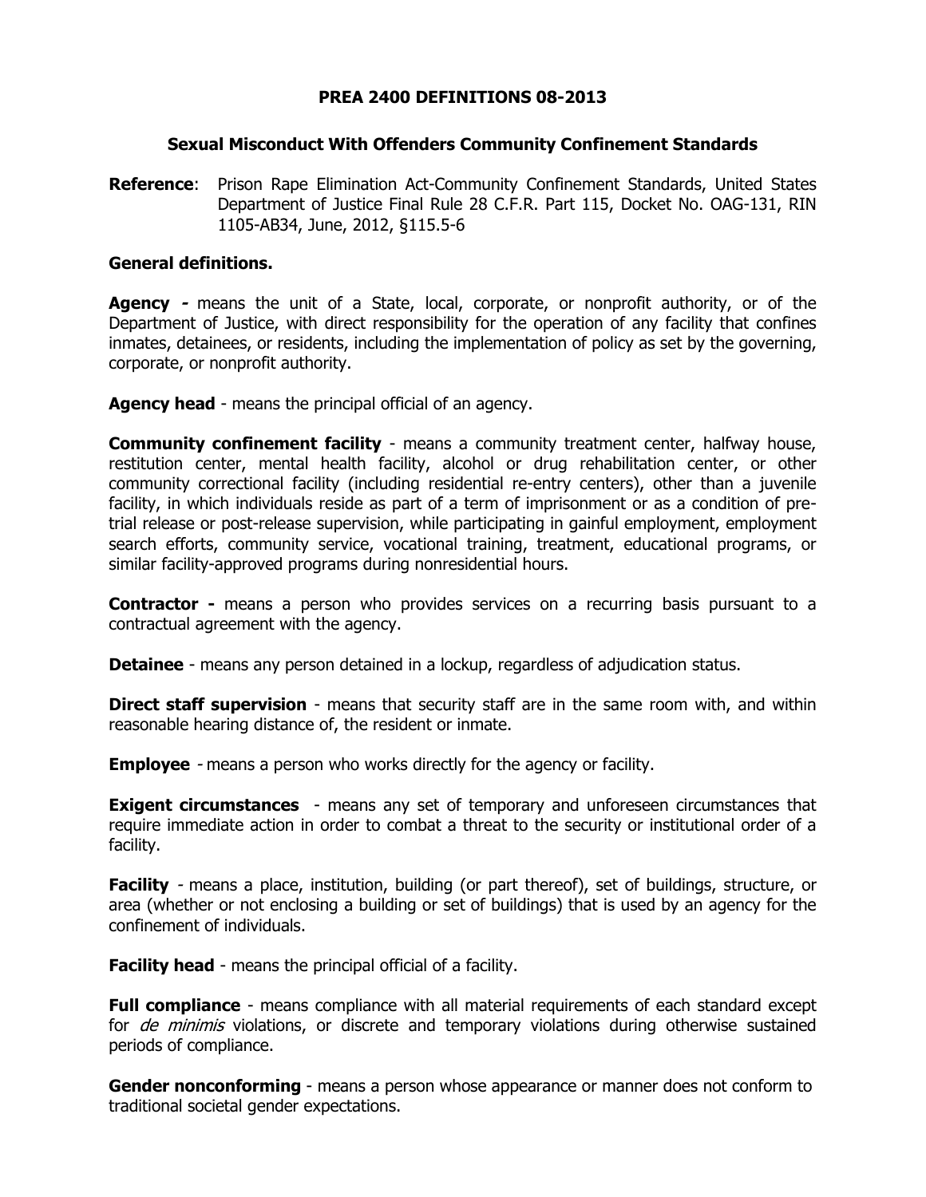# PREA 2400 DEFINITIONS 08-2013

## Sexual Misconduct With Offenders Community Confinement Standards

**Reference**: Prison Rape Elimination Act-Community Confinement Standards, United States Department of Justice Final Rule 28 C.F.R. Part 115, Docket No. OAG-131, RIN 1105-AB34, June, 2012, §115.5-6

### General definitions.

**Agency -** means the unit of a State, local, corporate, or nonprofit authority, or of the Department of Justice, with direct responsibility for the operation of any facility that confines inmates, detainees, or residents, including the implementation of policy as set by the governing, corporate, or nonprofit authority.

**Agency head** - means the principal official of an agency.

**Community confinement facility** - means a community treatment center, halfway house, restitution center, mental health facility, alcohol or drug rehabilitation center, or other community correctional facility (including residential re-entry centers), other than a juvenile facility, in which individuals reside as part of a term of imprisonment or as a condition of pre-trial release or post-release supervision, while participating in gainful employment, employment search efforts, community service, vocational training, treatment, educational programs, or similar facility-approved programs during nonresidential hours.

**Contractor -** means a person who provides services on a recurring basis pursuant to a contractual agreement with the agency.

**Detainee** - means any person detained in a lockup, regardless of adjudication status.

**Direct staff supervision** - means that security staff are in the same room with, and within reasonable hearing distance of, the resident or inmate.

**Employee** - means a person who works directly for the agency or facility.

**Exigent circumstances** - means any set of temporary and unforeseen circumstances that require immediate action in order to combat a threat to the security or institutional order of a facility.

**Facility** - means a place, institution, building (or part thereof), set of buildings, structure, or area (whether or not enclosing a building or set of buildings) that is used by an agency for the confinement of individuals.

**Facility head** - means the principal official of a facility.

**Full compliance** - means compliance with all material requirements of each standard except for *de minimis* violations, or discrete and temporary violations during otherwise sustained periods of compliance.

**Gender nonconforming** - means a person whose appearance or manner does not conform to traditional societal gender expectations.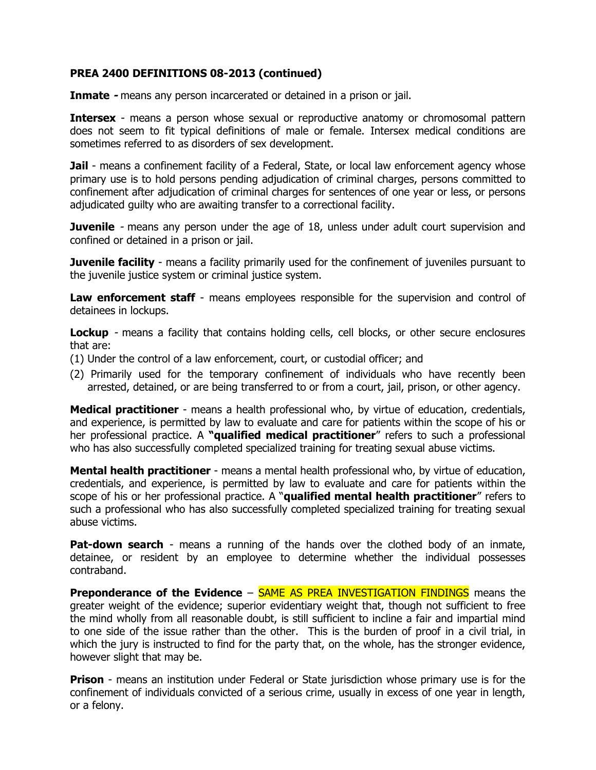**PREA 2400 DEFINITIONS 08-2013 (continued)**

**Inmate -** means any person incarcerated or detained in a prison or jail.

**Intersex** - means a person whose sexual or reproductive anatomy or chromosomal pattern does not seem to fit typical definitions of male or female. Intersex medical conditions are sometimes referred to as disorders of sex development.

**Jail** - means a confinement facility of a Federal, State, or local law enforcement agency whose primary use is to hold persons pending adjudication of criminal charges, persons committed to confinement after adjudication of criminal charges for sentences of one year or less, or persons adjudicated guilty who are awaiting transfer to a correctional facility.

**Juvenile** - means any person under the age of 18, unless under adult court supervision and confined or detained in a prison or jail.

**Juvenile facility** - means a facility primarily used for the confinement of juveniles pursuant to the juvenile justice system or criminal justice system.

**Law enforcement staff** - means employees responsible for the supervision and control of detainees in lockups.

**Lockup** - means a facility that contains holding cells, cell blocks, or other secure enclosures that are:

(1) Under the control of a law enforcement, court, or custodial officer; and

(2) Primarily used for the temporary confinement of individuals who have recently been arrested, detained, or are being transferred to or from a court, jail, prison, or other agency.

**Medical practitioner** - means a health professional who, by virtue of education, credentials, and experience, is permitted by law to evaluate and care for patients within the scope of his or her professional practice. A **"qualified medical practitioner**" refers to such a professional who has also successfully completed specialized training for treating sexual abuse victims.

**Mental health practitioner** - means a mental health professional who, by virtue of education, credentials, and experience, is permitted by law to evaluate and care for patients within the scope of his or her professional practice. A "**qualified mental health practitioner**" refers to such a professional who has also successfully completed specialized training for treating sexual abuse victims.

**Pat-down search** - means a running of the hands over the clothed body of an inmate, detainee, or resident by an employee to determine whether the individual possesses contraband.

**Preponderance of the Evidence** – SAME AS PREA INVESTIGATION FINDINGS means the greater weight of the evidence; superior evidentiary weight that, though not sufficient to free the mind wholly from all reasonable doubt, is still sufficient to incline a fair and impartial mind to one side of the issue rather than the other. This is the burden of proof in a civil trial, in which the jury is instructed to find for the party that, on the whole, has the stronger evidence, however slight that may be.

**Prison** - means an institution under Federal or State jurisdiction whose primary use is for the confinement of individuals convicted of a serious crime, usually in excess of one year in length, or a felony.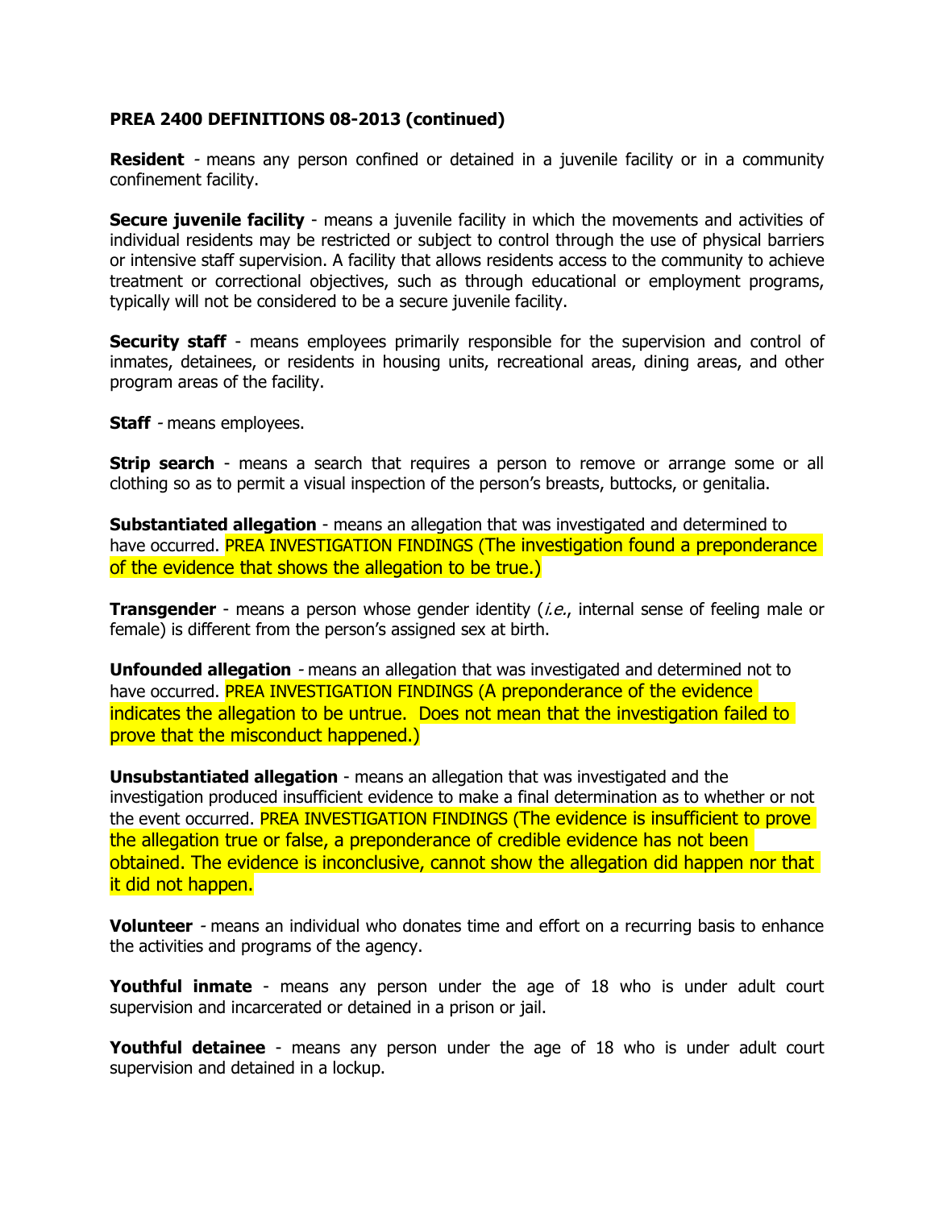**PREA 2400 DEFINITIONS 08-2013 (continued)**

**Resident** - means any person confined or detained in a juvenile facility or in a community confinement facility.

**Secure juvenile facility** - means a juvenile facility in which the movements and activities of individual residents may be restricted or subject to control through the use of physical barriers or intensive staff supervision. A facility that allows residents access to the community to achieve treatment or correctional objectives, such as through educational or employment programs, typically will not be considered to be a secure juvenile facility.

**Security staff** - means employees primarily responsible for the supervision and control of inmates, detainees, or residents in housing units, recreational areas, dining areas, and other program areas of the facility.

**Staff** - means employees.

**Strip search** - means a search that requires a person to remove or arrange some or all clothing so as to permit a visual inspection of the person's breasts, buttocks, or genitalia.

**Substantiated allegation** - means an allegation that was investigated and determined to have occurred. PREA INVESTIGATION FINDINGS (The investigation found a preponderance of the evidence that shows the allegation to be true.)

**Transgender** - means a person whose gender identity (*i.e.*, internal sense of feeling male or female) is different from the person's assigned sex at birth.

**Unfounded allegation** - means an allegation that was investigated and determined not to have occurred. PREA INVESTIGATION FINDINGS (A preponderance of the evidence indicates the allegation to be untrue. Does not mean that the investigation failed to prove that the misconduct happened.)

**Unsubstantiated allegation** - means an allegation that was investigated and the investigation produced insufficient evidence to make a final determination as to whether or not the event occurred. PREA INVESTIGATION FINDINGS (The evidence is insufficient to prove the allegation true or false, a preponderance of credible evidence has not been obtained. The evidence is inconclusive, cannot show the allegation did happen nor that it did not happen.

**Volunteer** - means an individual who donates time and effort on a recurring basis to enhance the activities and programs of the agency.

**Youthful inmate** - means any person under the age of 18 who is under adult court supervision and incarcerated or detained in a prison or jail.

**Youthful detainee** - means any person under the age of 18 who is under adult court supervision and detained in a lockup.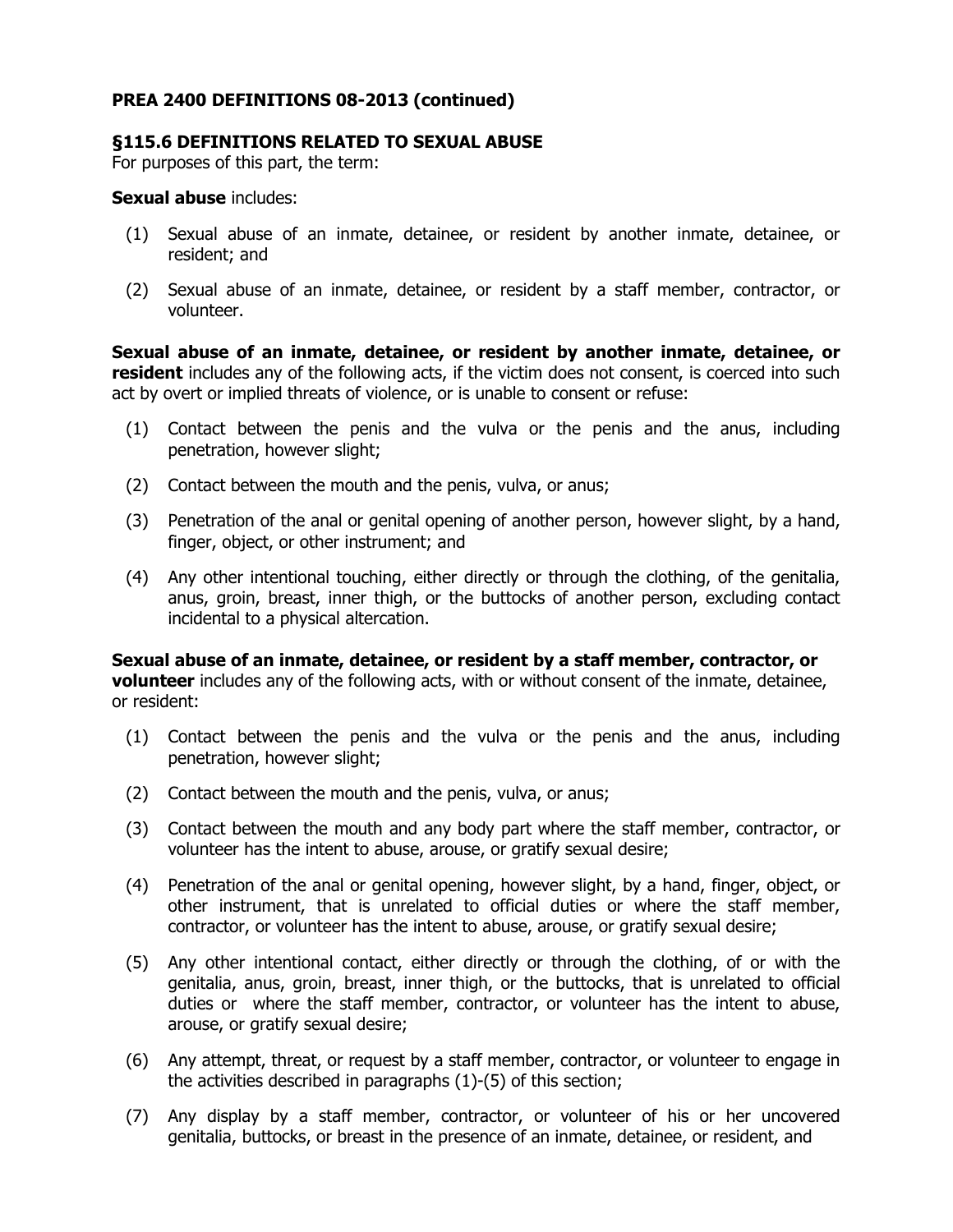**PREA 2400 DEFINITIONS 08-2013 (continued)**

**§115.6 DEFINITIONS RELATED TO SEXUAL ABUSE**

For purposes of this part, the term:

**Sexual abuse** includes:

(1) Sexual abuse of an inmate, detainee, or resident by another inmate, detainee, or resident; and

(2) Sexual abuse of an inmate, detainee, or resident by a staff member, contractor, or volunteer.

**Sexual abuse of an inmate, detainee, or resident by another inmate, detainee, or resident** includes any of the following acts, if the victim does not consent, is coerced into such act by overt or implied threats of violence, or is unable to consent or refuse:

(1) Contact between the penis and the vulva or the penis and the anus, including penetration, however slight;

(2) Contact between the mouth and the penis, vulva, or anus;

(3) Penetration of the anal or genital opening of another person, however slight, by a hand, finger, object, or other instrument; and

(4) Any other intentional touching, either directly or through the clothing, of the genitalia, anus, groin, breast, inner thigh, or the buttocks of another person, excluding contact incidental to a physical altercation.

**Sexual abuse of an inmate, detainee, or resident by a staff member, contractor, or volunteer** includes any of the following acts, with or without consent of the inmate, detainee, or resident:

(1) Contact between the penis and the vulva or the penis and the anus, including penetration, however slight;

(2) Contact between the mouth and the penis, vulva, or anus;

(3) Contact between the mouth and any body part where the staff member, contractor, or volunteer has the intent to abuse, arouse, or gratify sexual desire;

(4) Penetration of the anal or genital opening, however slight, by a hand, finger, object, or other instrument, that is unrelated to official duties or where the staff member, contractor, or volunteer has the intent to abuse, arouse, or gratify sexual desire;

(5) Any other intentional contact, either directly or through the clothing, of or with the genitalia, anus, groin, breast, inner thigh, or the buttocks, that is unrelated to official duties or where the staff member, contractor, or volunteer has the intent to abuse, arouse, or gratify sexual desire;

(6) Any attempt, threat, or request by a staff member, contractor, or volunteer to engage in the activities described in paragraphs (1)-(5) of this section;

(7) Any display by a staff member, contractor, or volunteer of his or her uncovered genitalia, buttocks, or breast in the presence of an inmate, detainee, or resident, and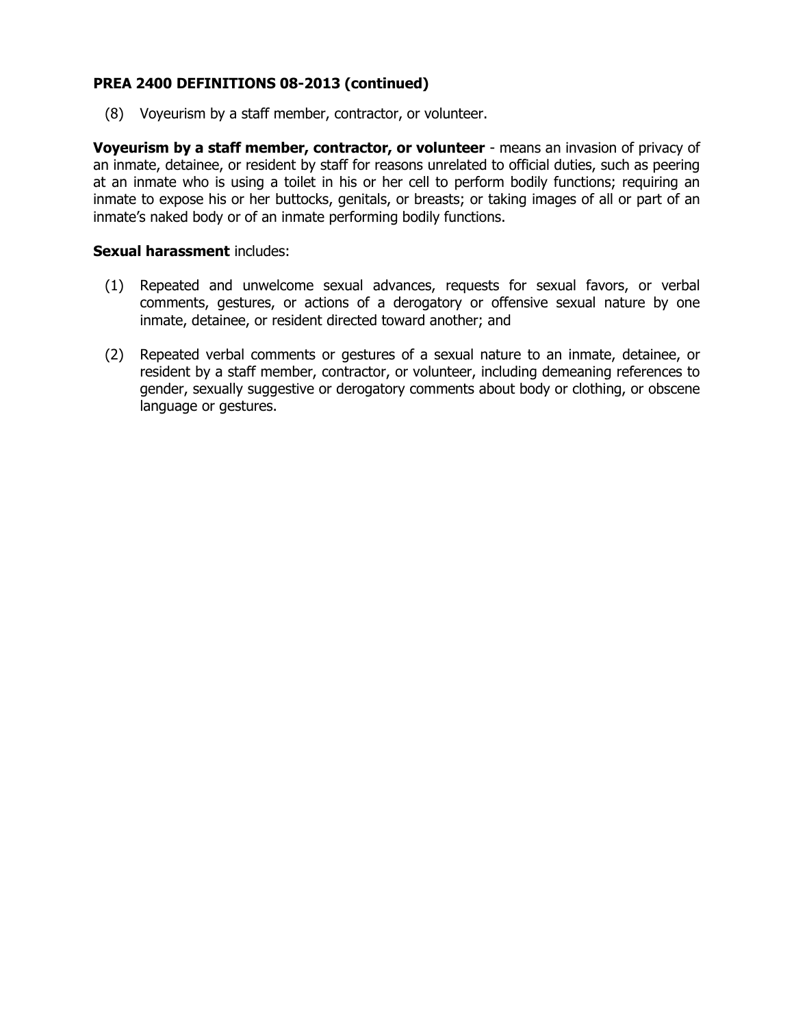**PREA 2400 DEFINITIONS 08-2013 (continued)**

(8) Voyeurism by a staff member, contractor, or volunteer.

**Voyeurism by a staff member, contractor, or volunteer** - means an invasion of privacy of an inmate, detainee, or resident by staff for reasons unrelated to official duties, such as peering at an inmate who is using a toilet in his or her cell to perform bodily functions; requiring an inmate to expose his or her buttocks, genitals, or breasts; or taking images of all or part of an inmate's naked body or of an inmate performing bodily functions.

**Sexual harassment** includes:

(1) Repeated and unwelcome sexual advances, requests for sexual favors, or verbal comments, gestures, or actions of a derogatory or offensive sexual nature by one inmate, detainee, or resident directed toward another; and

(2) Repeated verbal comments or gestures of a sexual nature to an inmate, detainee, or resident by a staff member, contractor, or volunteer, including demeaning references to gender, sexually suggestive or derogatory comments about body or clothing, or obscene language or gestures.